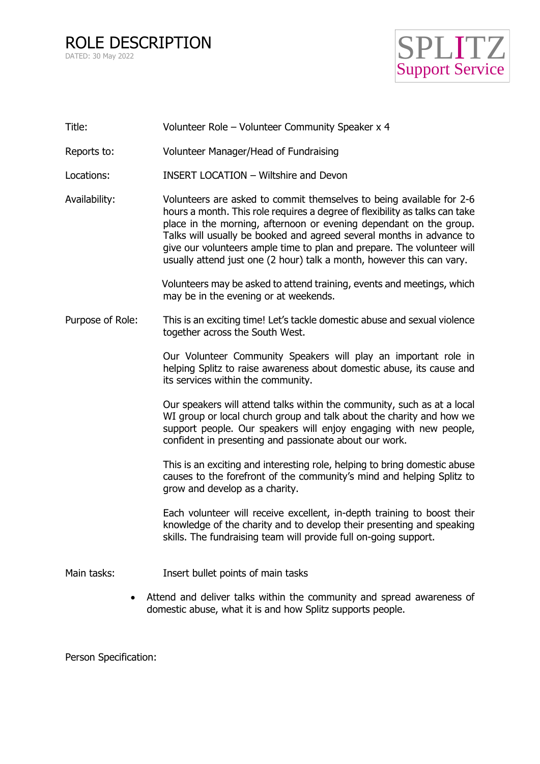# ROLE DESCRIPTION

DATED: 30 May 2022

SPLITZ
Support Service

**Title:** Volunteer Role – Volunteer Community Speaker x 4

**Reports to:** Volunteer Manager/Head of Fundraising

**Locations:** INSERT LOCATION – Wiltshire and Devon

**Availability:** Volunteers are asked to commit themselves to being available for 2-6 hours a month. This role requires a degree of flexibility as talks can take place in the morning, afternoon or evening dependant on the group. Talks will usually be booked and agreed several months in advance to give our volunteers ample time to plan and prepare. The volunteer will usually attend just one (2 hour) talk a month, however this can vary.

Volunteers may be asked to attend training, events and meetings, which may be in the evening or at weekends.

**Purpose of Role:** This is an exciting time! Let's tackle domestic abuse and sexual violence together across the South West.

Our Volunteer Community Speakers will play an important role in helping Splitz to raise awareness about domestic abuse, its cause and its services within the community.

Our speakers will attend talks within the community, such as at a local WI group or local church group and talk about the charity and how we support people. Our speakers will enjoy engaging with new people, confident in presenting and passionate about our work.

This is an exciting and interesting role, helping to bring domestic abuse causes to the forefront of the community's mind and helping Splitz to grow and develop as a charity.

Each volunteer will receive excellent, in-depth training to boost their knowledge of the charity and to develop their presenting and speaking skills. The fundraising team will provide full on-going support.

**Main tasks:** Insert bullet points of main tasks

- Attend and deliver talks within the community and spread awareness of domestic abuse, what it is and how Splitz supports people.

**Person Specification:**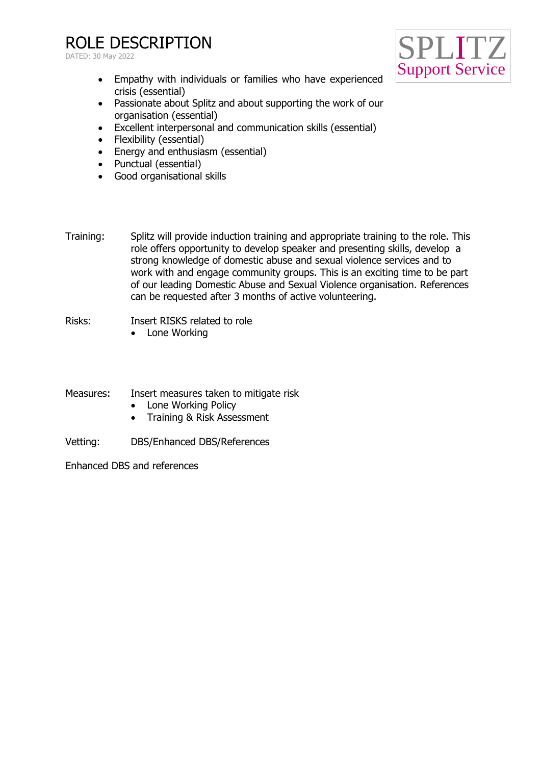# ROLE DESCRIPTION

DATED: 30 May 2022

SPLITZ
Support Service

- Empathy with individuals or families who have experienced crisis (essential)
- Passionate about Splitz and about supporting the work of our organisation (essential)
- Excellent interpersonal and communication skills (essential)
- Flexibility (essential)
- Energy and enthusiasm (essential)
- Punctual (essential)
- Good organisational skills

Training: Splitz will provide induction training and appropriate training to the role. This role offers opportunity to develop speaker and presenting skills, develop a strong knowledge of domestic abuse and sexual violence services and to work with and engage community groups. This is an exciting time to be part of our leading Domestic Abuse and Sexual Violence organisation. References can be requested after 3 months of active volunteering.

Risks: Insert RISKS related to role

- Lone Working

Measures: Insert measures taken to mitigate risk

- Lone Working Policy
- Training & Risk Assessment

Vetting: DBS/Enhanced DBS/References

Enhanced DBS and references